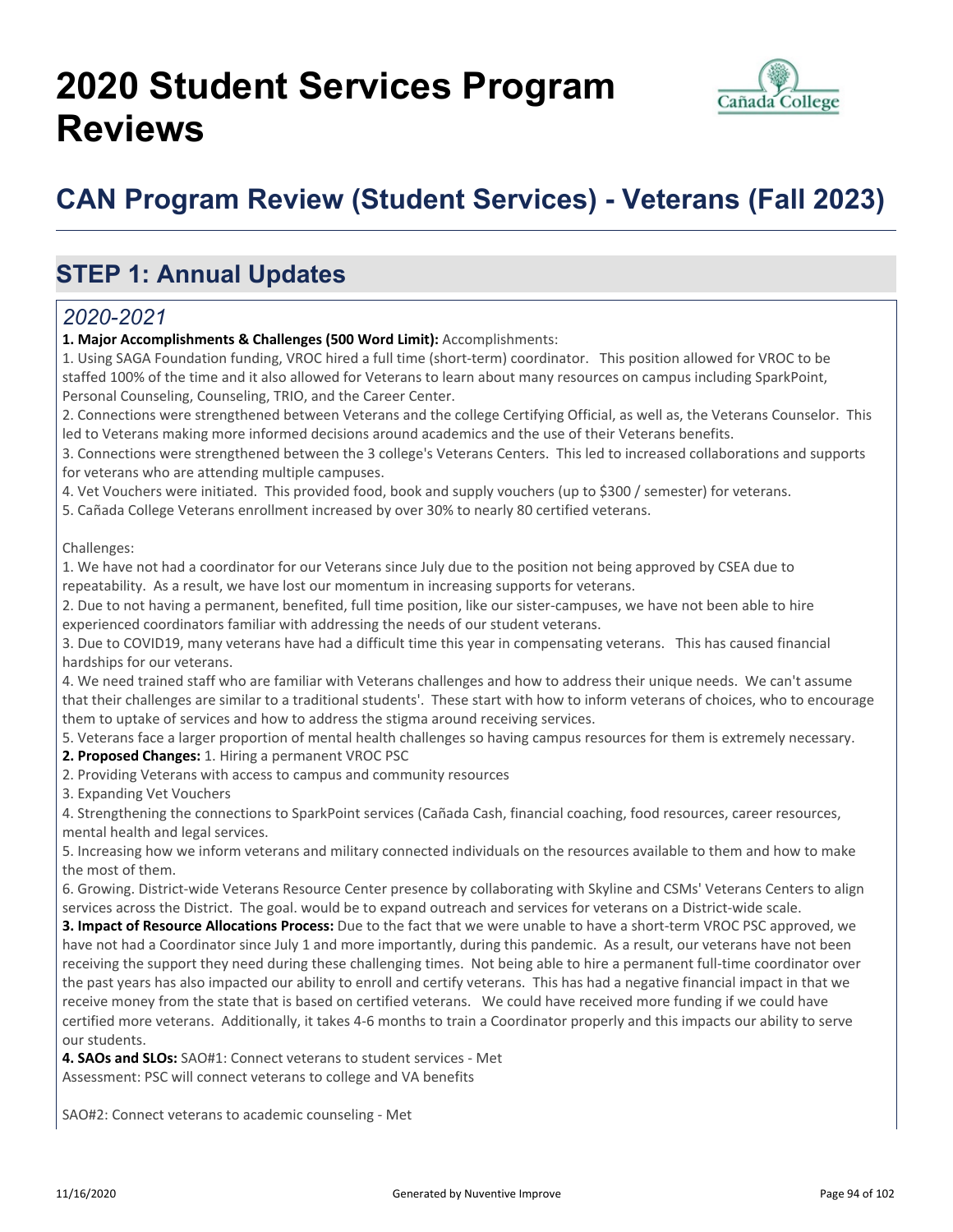# 2020 Student Services Program Reviews

## CAN Program Review (Student Services) - Veterans (Fall 2023)

## STEP 1: Annual Updates

### *2020-2021*

**1. Major Accomplishments & Challenges (500 Word Limit):** Accomplishments:

1. Using SAGA Foundation funding, VROC hired a full time (short-term) coordinator. This position allowed for VROC to be staffed 100% of the time and it also allowed for Veterans to learn about many resources on campus including SparkPoint, Personal Counseling, Counseling, TRIO, and the Career Center.
2. Connections were strengthened between Veterans and the college Certifying Official, as well as, the Veterans Counselor. This led to Veterans making more informed decisions around academics and the use of their Veterans benefits.
3. Connections were strengthened between the 3 college's Veterans Centers. This led to increased collaborations and supports for veterans who are attending multiple campuses.
4. Vet Vouchers were initiated. This provided food, book and supply vouchers (up to $300 / semester) for veterans.
5. Cañada College Veterans enrollment increased by over 30% to nearly 80 certified veterans.

Challenges:

1. We have not had a coordinator for our Veterans since July due to the position not being approved by CSEA due to repeatability. As a result, we have lost our momentum in increasing supports for veterans.
2. Due to not having a permanent, benefited, full time position, like our sister-campuses, we have not been able to hire experienced coordinators familiar with addressing the needs of our student veterans.
3. Due to COVID19, many veterans have had a difficult time this year in compensating veterans. This has caused financial hardships for our veterans.
4. We need trained staff who are familiar with Veterans challenges and how to address their unique needs. We can't assume that their challenges are similar to a traditional students'. These start with how to inform veterans of choices, who to encourage them to uptake of services and how to address the stigma around receiving services.
5. Veterans face a larger proportion of mental health challenges so having campus resources for them is extremely necessary.

**2. Proposed Changes:** 1. Hiring a permanent VROC PSC

2. Providing Veterans with access to campus and community resources
3. Expanding Vet Vouchers
4. Strengthening the connections to SparkPoint services (Cañada Cash, financial coaching, food resources, career resources, mental health and legal services.
5. Increasing how we inform veterans and military connected individuals on the resources available to them and how to make the most of them.
6. Growing. District-wide Veterans Resource Center presence by collaborating with Skyline and CSMs' Veterans Centers to align services across the District. The goal. would be to expand outreach and services for veterans on a District-wide scale.

**3. Impact of Resource Allocations Process:** Due to the fact that we were unable to have a short-term VROC PSC approved, we have not had a Coordinator since July 1 and more importantly, during this pandemic. As a result, our veterans have not been receiving the support they need during these challenging times. Not being able to hire a permanent full-time coordinator over the past years has also impacted our ability to enroll and certify veterans. This has had a negative financial impact in that we receive money from the state that is based on certified veterans. We could have received more funding if we could have certified more veterans. Additionally, it takes 4-6 months to train a Coordinator properly and this impacts our ability to serve our students.

**4. SAOs and SLOs:** SAO#1: Connect veterans to student services - Met
Assessment: PSC will connect veterans to college and VA benefits

SAO#2: Connect veterans to academic counseling - Met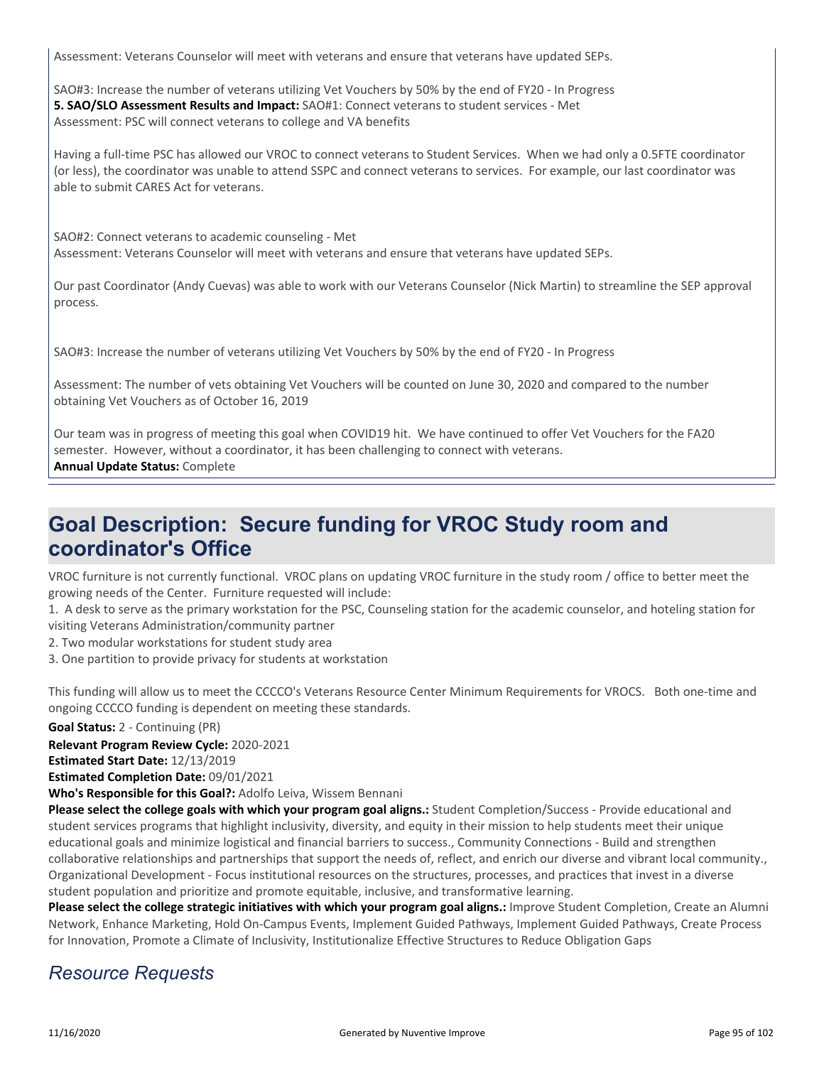Assessment: Veterans Counselor will meet with veterans and ensure that veterans have updated SEPs.

SAO#3: Increase the number of veterans utilizing Vet Vouchers by 50% by the end of FY20 - In Progress

**5. SAO/SLO Assessment Results and Impact:** SAO#1: Connect veterans to student services - Met

Assessment: PSC will connect veterans to college and VA benefits

Having a full-time PSC has allowed our VROC to connect veterans to Student Services. When we had only a 0.5FTE coordinator (or less), the coordinator was unable to attend SSPC and connect veterans to services. For example, our last coordinator was able to submit CARES Act for veterans.

SAO#2: Connect veterans to academic counseling - Met

Assessment: Veterans Counselor will meet with veterans and ensure that veterans have updated SEPs.

Our past Coordinator (Andy Cuevas) was able to work with our Veterans Counselor (Nick Martin) to streamline the SEP approval process.

SAO#3: Increase the number of veterans utilizing Vet Vouchers by 50% by the end of FY20 - In Progress

Assessment: The number of vets obtaining Vet Vouchers will be counted on June 30, 2020 and compared to the number obtaining Vet Vouchers as of October 16, 2019

Our team was in progress of meeting this goal when COVID19 hit. We have continued to offer Vet Vouchers for the FA20 semester. However, without a coordinator, it has been challenging to connect with veterans.

**Annual Update Status:** Complete

## Goal Description: Secure funding for VROC Study room and coordinator's Office

VROC furniture is not currently functional. VROC plans on updating VROC furniture in the study room / office to better meet the growing needs of the Center. Furniture requested will include:

1. A desk to serve as the primary workstation for the PSC, Counseling station for the academic counselor, and hoteling station for visiting Veterans Administration/community partner
2. Two modular workstations for student study area
3. One partition to provide privacy for students at workstation

This funding will allow us to meet the CCCCO's Veterans Resource Center Minimum Requirements for VROCS. Both one-time and ongoing CCCCO funding is dependent on meeting these standards.

**Goal Status:** 2 - Continuing (PR)

**Relevant Program Review Cycle:** 2020-2021

**Estimated Start Date:** 12/13/2019

**Estimated Completion Date:** 09/01/2021

**Who's Responsible for this Goal?:** Adolfo Leiva, Wissem Bennani

**Please select the college goals with which your program goal aligns.:** Student Completion/Success - Provide educational and student services programs that highlight inclusivity, diversity, and equity in their mission to help students meet their unique educational goals and minimize logistical and financial barriers to success., Community Connections - Build and strengthen collaborative relationships and partnerships that support the needs of, reflect, and enrich our diverse and vibrant local community., Organizational Development - Focus institutional resources on the structures, processes, and practices that invest in a diverse student population and prioritize and promote equitable, inclusive, and transformative learning.

**Please select the college strategic initiatives with which your program goal aligns.:** Improve Student Completion, Create an Alumni Network, Enhance Marketing, Hold On-Campus Events, Implement Guided Pathways, Implement Guided Pathways, Create Process for Innovation, Promote a Climate of Inclusivity, Institutionalize Effective Structures to Reduce Obligation Gaps

### *Resource Requests*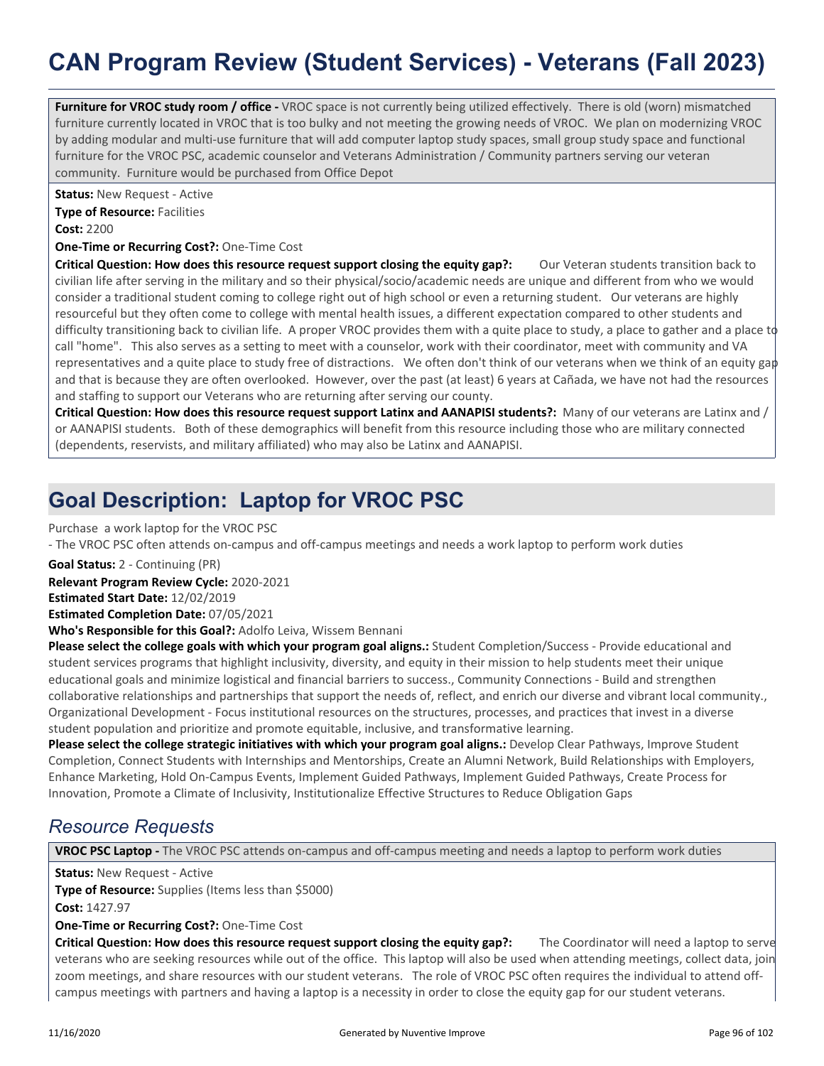# CAN Program Review (Student Services) - Veterans (Fall 2023)

**Furniture for VROC study room / office -** VROC space is not currently being utilized effectively. There is old (worn) mismatched furniture currently located in VROC that is too bulky and not meeting the growing needs of VROC. We plan on modernizing VROC by adding modular and multi-use furniture that will add computer laptop study spaces, small group study space and functional furniture for the VROC PSC, academic counselor and Veterans Administration / Community partners serving our veteran community. Furniture would be purchased from Office Depot

**Status:** New Request - Active

**Type of Resource:** Facilities

**Cost:** 2200

**One-Time or Recurring Cost?:** One-Time Cost

**Critical Question: How does this resource request support closing the equity gap?:** Our Veteran students transition back to civilian life after serving in the military and so their physical/socio/academic needs are unique and different from who we would consider a traditional student coming to college right out of high school or even a returning student. Our veterans are highly resourceful but they often come to college with mental health issues, a different expectation compared to other students and difficulty transitioning back to civilian life. A proper VROC provides them with a quite place to study, a place to gather and a place to call "home". This also serves as a setting to meet with a counselor, work with their coordinator, meet with community and VA representatives and a quite place to study free of distractions. We often don't think of our veterans when we think of an equity gap and that is because they are often overlooked. However, over the past (at least) 6 years at Cañada, we have not had the resources and staffing to support our Veterans who are returning after serving our county.

**Critical Question: How does this resource request support Latinx and AANAPISI students?:** Many of our veterans are Latinx and / or AANAPISI students. Both of these demographics will benefit from this resource including those who are military connected (dependents, reservists, and military affiliated) who may also be Latinx and AANAPISI.

## Goal Description: Laptop for VROC PSC

Purchase a work laptop for the VROC PSC
- The VROC PSC often attends on-campus and off-campus meetings and needs a work laptop to perform work duties

**Goal Status:** 2 - Continuing (PR)

**Relevant Program Review Cycle:** 2020-2021

**Estimated Start Date:** 12/02/2019

**Estimated Completion Date:** 07/05/2021

**Who's Responsible for this Goal?:** Adolfo Leiva, Wissem Bennani

**Please select the college goals with which your program goal aligns.:** Student Completion/Success - Provide educational and student services programs that highlight inclusivity, diversity, and equity in their mission to help students meet their unique educational goals and minimize logistical and financial barriers to success., Community Connections - Build and strengthen collaborative relationships and partnerships that support the needs of, reflect, and enrich our diverse and vibrant local community., Organizational Development - Focus institutional resources on the structures, processes, and practices that invest in a diverse student population and prioritize and promote equitable, inclusive, and transformative learning.

**Please select the college strategic initiatives with which your program goal aligns.:** Develop Clear Pathways, Improve Student Completion, Connect Students with Internships and Mentorships, Create an Alumni Network, Build Relationships with Employers, Enhance Marketing, Hold On-Campus Events, Implement Guided Pathways, Implement Guided Pathways, Create Process for Innovation, Promote a Climate of Inclusivity, Institutionalize Effective Structures to Reduce Obligation Gaps

### *Resource Requests*

**VROC PSC Laptop -** The VROC PSC attends on-campus and off-campus meeting and needs a laptop to perform work duties

**Status:** New Request - Active

**Type of Resource:** Supplies (Items less than $5000)

**Cost:** 1427.97

**One-Time or Recurring Cost?:** One-Time Cost

**Critical Question: How does this resource request support closing the equity gap?:** The Coordinator will need a laptop to serve veterans who are seeking resources while out of the office. This laptop will also be used when attending meetings, collect data, join zoom meetings, and share resources with our student veterans. The role of VROC PSC often requires the individual to attend off-campus meetings with partners and having a laptop is a necessity in order to close the equity gap for our student veterans.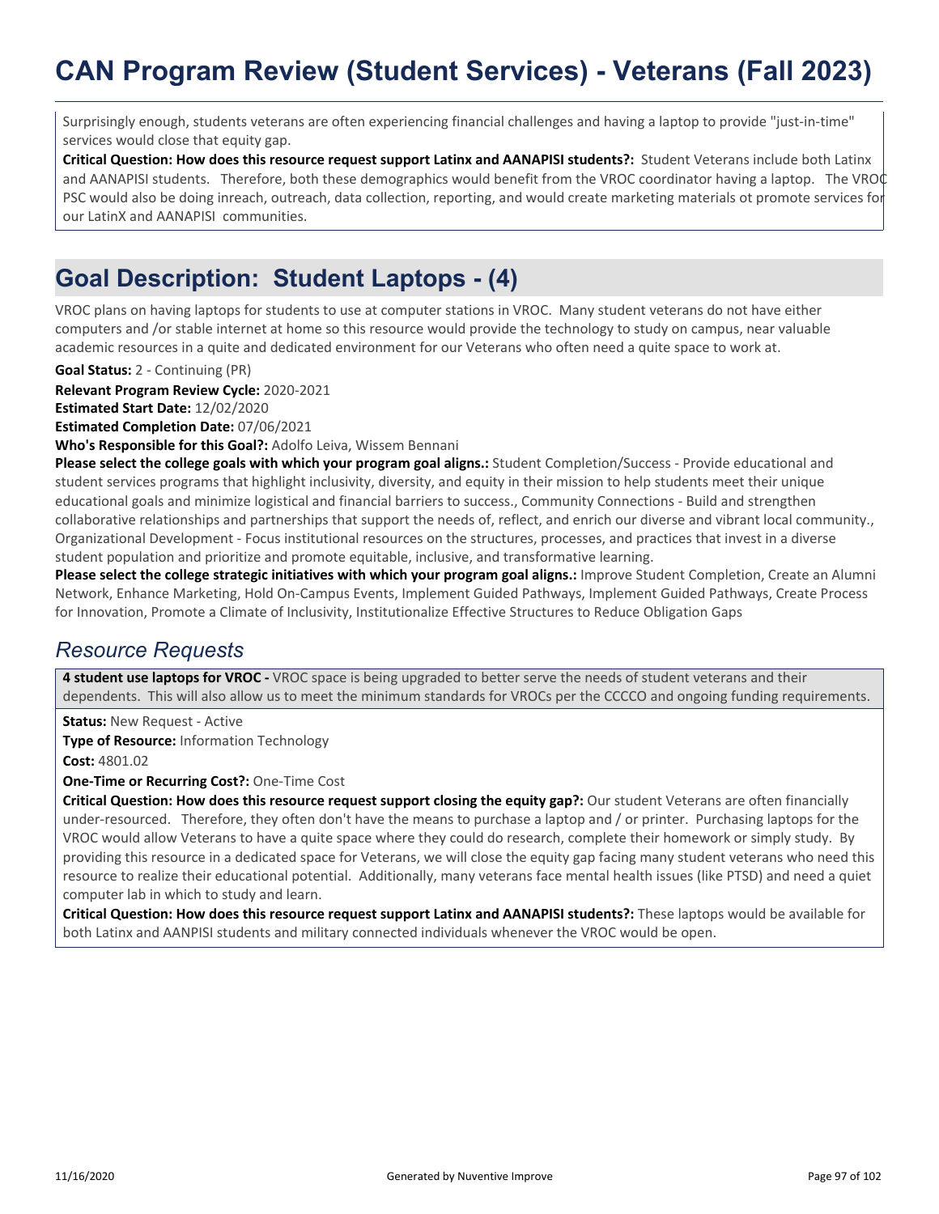# CAN Program Review (Student Services) - Veterans (Fall 2023)

Surprisingly enough, students veterans are often experiencing financial challenges and having a laptop to provide "just-in-time" services would close that equity gap.

**Critical Question: How does this resource request support Latinx and AANAPISI students?:** Student Veterans include both Latinx and AANAPISI students. Therefore, both these demographics would benefit from the VROC coordinator having a laptop. The VROC PSC would also be doing inreach, outreach, data collection, reporting, and would create marketing materials ot promote services for our LatinX and AANAPISI communities.

## Goal Description: Student Laptops - (4)

VROC plans on having laptops for students to use at computer stations in VROC. Many student veterans do not have either computers and /or stable internet at home so this resource would provide the technology to study on campus, near valuable academic resources in a quite and dedicated environment for our Veterans who often need a quite space to work at.

**Goal Status:** 2 - Continuing (PR)

**Relevant Program Review Cycle:** 2020-2021

**Estimated Start Date:** 12/02/2020

**Estimated Completion Date:** 07/06/2021

**Who's Responsible for this Goal?:** Adolfo Leiva, Wissem Bennani

**Please select the college goals with which your program goal aligns.:** Student Completion/Success - Provide educational and student services programs that highlight inclusivity, diversity, and equity in their mission to help students meet their unique educational goals and minimize logistical and financial barriers to success., Community Connections - Build and strengthen collaborative relationships and partnerships that support the needs of, reflect, and enrich our diverse and vibrant local community., Organizational Development - Focus institutional resources on the structures, processes, and practices that invest in a diverse student population and prioritize and promote equitable, inclusive, and transformative learning.

**Please select the college strategic initiatives with which your program goal aligns.:** Improve Student Completion, Create an Alumni Network, Enhance Marketing, Hold On-Campus Events, Implement Guided Pathways, Implement Guided Pathways, Create Process for Innovation, Promote a Climate of Inclusivity, Institutionalize Effective Structures to Reduce Obligation Gaps

### *Resource Requests*

**4 student use laptops for VROC -** VROC space is being upgraded to better serve the needs of student veterans and their dependents. This will also allow us to meet the minimum standards for VROCs per the CCCCO and ongoing funding requirements.

**Status:** New Request - Active

**Type of Resource:** Information Technology

**Cost:** 4801.02

**One-Time or Recurring Cost?:** One-Time Cost

**Critical Question: How does this resource request support closing the equity gap?:** Our student Veterans are often financially under-resourced. Therefore, they often don't have the means to purchase a laptop and / or printer. Purchasing laptops for the VROC would allow Veterans to have a quite space where they could do research, complete their homework or simply study. By providing this resource in a dedicated space for Veterans, we will close the equity gap facing many student veterans who need this resource to realize their educational potential. Additionally, many veterans face mental health issues (like PTSD) and need a quiet computer lab in which to study and learn.

**Critical Question: How does this resource request support Latinx and AANAPISI students?:** These laptops would be available for both Latinx and AANPISI students and military connected individuals whenever the VROC would be open.